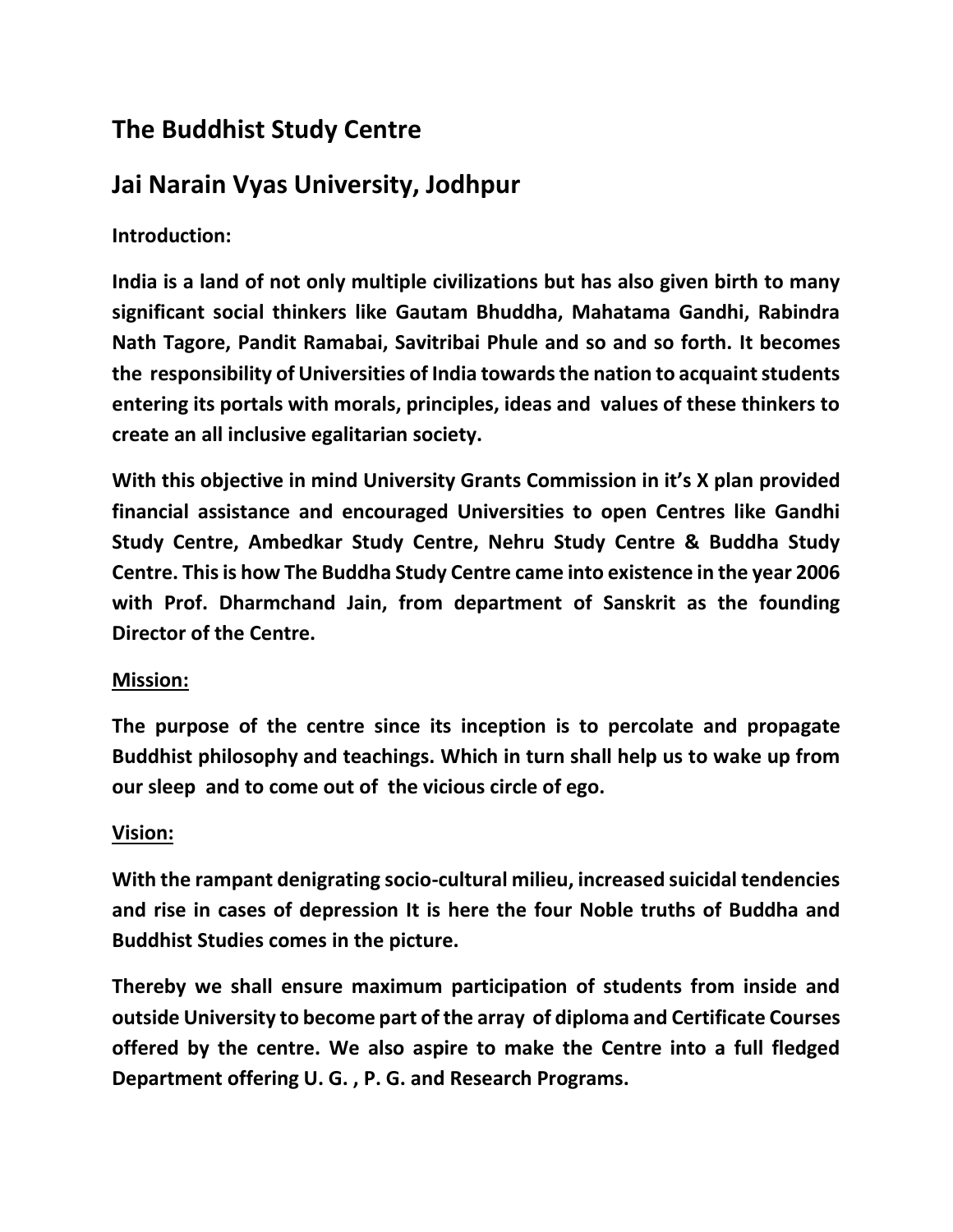# The Buddhist Study Centre

# Jai Narain Vyas University, Jodhpur

**Introduction:**

**India is a land of not only multiple civilizations but has also given birth to many significant social thinkers like Gautam Bhuddha, Mahatama Gandhi, Rabindra Nath Tagore, Pandit Ramabai, Savitribai Phule and so and so forth. It becomes the responsibility of Universities of India towards the nation to acquaint students entering its portals with morals, principles, ideas and values of these thinkers to create an all inclusive egalitarian society.**

**With this objective in mind University Grants Commission in it's X plan provided financial assistance and encouraged Universities to open Centres like Gandhi Study Centre, Ambedkar Study Centre, Nehru Study Centre & Buddha Study Centre. This is how The Buddha Study Centre came into existence in the year 2006 with Prof. Dharmchand Jain, from department of Sanskrit as the founding Director of the Centre.**

**<u>Mission:</u>**

**The purpose of the centre since its inception is to percolate and propagate Buddhist philosophy and teachings. Which in turn shall help us to wake up from our sleep and to come out of the vicious circle of ego.**

**<u>Vision:</u>**

**With the rampant denigrating socio-cultural milieu, increased suicidal tendencies and rise in cases of depression It is here the four Noble truths of Buddha and Buddhist Studies comes in the picture.**

**Thereby we shall ensure maximum participation of students from inside and outside University to become part of the array of diploma and Certificate Courses offered by the centre. We also aspire to make the Centre into a full fledged Department offering U. G. , P. G. and Research Programs.**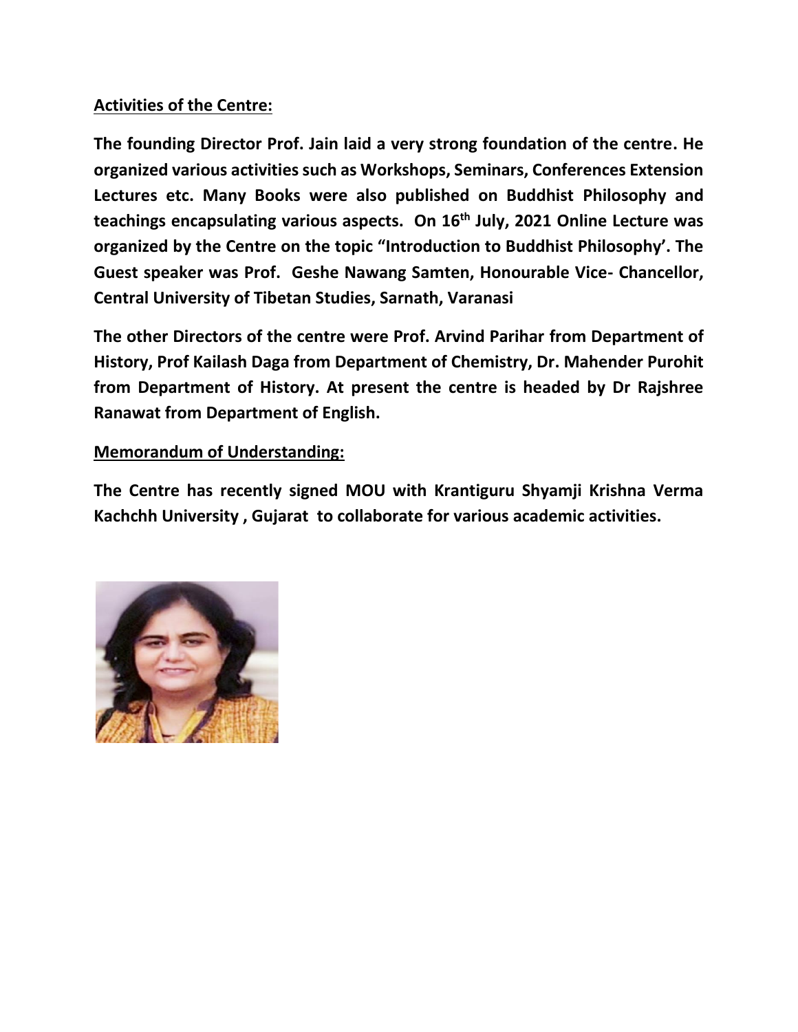**Activities of the Centre:**

**The founding Director Prof. Jain laid a very strong foundation of the centre. He organized various activities such as Workshops, Seminars, Conferences Extension Lectures etc. Many Books were also published on Buddhist Philosophy and teachings encapsulating various aspects. On 16th July, 2021 Online Lecture was organized by the Centre on the topic "Introduction to Buddhist Philosophy'. The Guest speaker was Prof. Geshe Nawang Samten, Honourable Vice- Chancellor, Central University of Tibetan Studies, Sarnath, Varanasi**

**The other Directors of the centre were Prof. Arvind Parihar from Department of History, Prof Kailash Daga from Department of Chemistry, Dr. Mahender Purohit from Department of History. At present the centre is headed by Dr Rajshree Ranawat from Department of English.**

**Memorandum of Understanding:**

**The Centre has recently signed MOU with Krantiguru Shyamji Krishna Verma Kachchh University , Gujarat to collaborate for various academic activities.**